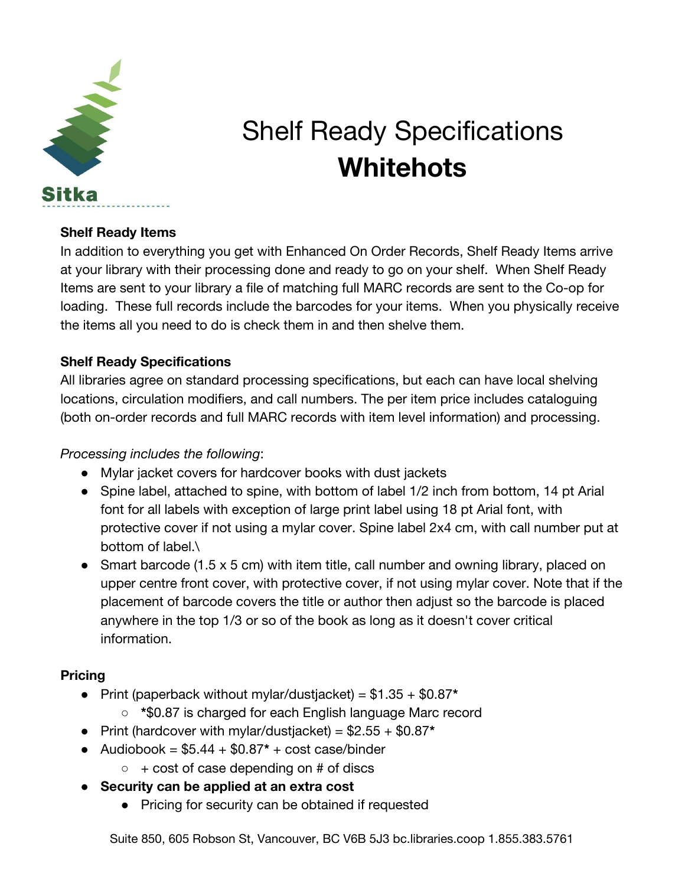Sitka

# Shelf Ready Specifications
# **Whitehots**

**Shelf Ready Items**

In addition to everything you get with Enhanced On Order Records, Shelf Ready Items arrive at your library with their processing done and ready to go on your shelf. When Shelf Ready Items are sent to your library a file of matching full MARC records are sent to the Co-op for loading. These full records include the barcodes for your items. When you physically receive the items all you need to do is check them in and then shelve them.

**Shelf Ready Specifications**

All libraries agree on standard processing specifications, but each can have local shelving locations, circulation modifiers, and call numbers. The per item price includes cataloguing (both on-order records and full MARC records with item level information) and processing.

*Processing includes the following*:

- Mylar jacket covers for hardcover books with dust jackets
- Spine label, attached to spine, with bottom of label 1/2 inch from bottom, 14 pt Arial font for all labels with exception of large print label using 18 pt Arial font, with protective cover if not using a mylar cover. Spine label 2x4 cm, with call number put at bottom of label.\
- Smart barcode (1.5 x 5 cm) with item title, call number and owning library, placed on upper centre front cover, with protective cover, if not using mylar cover. Note that if the placement of barcode covers the title or author then adjust so the barcode is placed anywhere in the top 1/3 or so of the book as long as it doesn't cover critical information.

**Pricing**

- Print (paperback without mylar/dustjacket) = $1.35 + $0.87**\***
    - **\***$0.87 is charged for each English language Marc record
- Print (hardcover with mylar/dustjacket) = $2.55 + $0.87**\***
- Audiobook = $5.44 + $0.87**\*** + cost case/binder
    - \+ cost of case depending on # of discs
- **Security can be applied at an extra cost**
    - Pricing for security can be obtained if requested

Suite 850, 605 Robson St, Vancouver, BC V6B 5J3 bc.libraries.coop 1.855.383.5761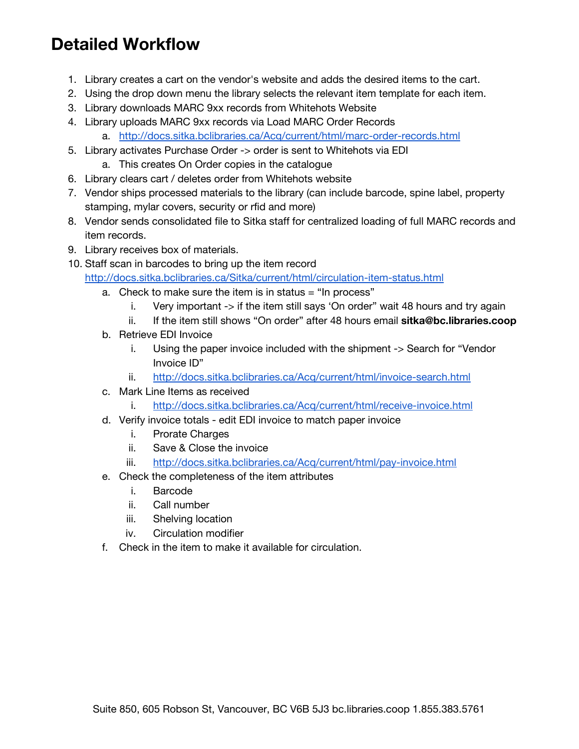# Detailed Workflow

1. Library creates a cart on the vendor's website and adds the desired items to the cart.
2. Using the drop down menu the library selects the relevant item template for each item.
3. Library downloads MARC 9xx records from Whitehots Website
4. Library uploads MARC 9xx records via Load MARC Order Records
    a. http://docs.sitka.bclibraries.ca/Acq/current/html/marc-order-records.html
5. Library activates Purchase Order -> order is sent to Whitehots via EDI
    a. This creates On Order copies in the catalogue
6. Library clears cart / deletes order from Whitehots website
7. Vendor ships processed materials to the library (can include barcode, spine label, property stamping, mylar covers, security or rfid and more)
8. Vendor sends consolidated file to Sitka staff for centralized loading of full MARC records and item records.
9. Library receives box of materials.
10. Staff scan in barcodes to bring up the item record http://docs.sitka.bclibraries.ca/Sitka/current/html/circulation-item-status.html
    a. Check to make sure the item is in status = "In process"
        i. Very important -> if the item still says 'On order" wait 48 hours and try again
        ii. If the item still shows "On order" after 48 hours email **sitka@bc.libraries.coop**
    b. Retrieve EDI Invoice
        i. Using the paper invoice included with the shipment -> Search for "Vendor Invoice ID"
        ii. http://docs.sitka.bclibraries.ca/Acq/current/html/invoice-search.html
    c. Mark Line Items as received
        i. http://docs.sitka.bclibraries.ca/Acq/current/html/receive-invoice.html
    d. Verify invoice totals - edit EDI invoice to match paper invoice
        i. Prorate Charges
        ii. Save & Close the invoice
        iii. http://docs.sitka.bclibraries.ca/Acq/current/html/pay-invoice.html
    e. Check the completeness of the item attributes
        i. Barcode
        ii. Call number
        iii. Shelving location
        iv. Circulation modifier
    f. Check in the item to make it available for circulation.